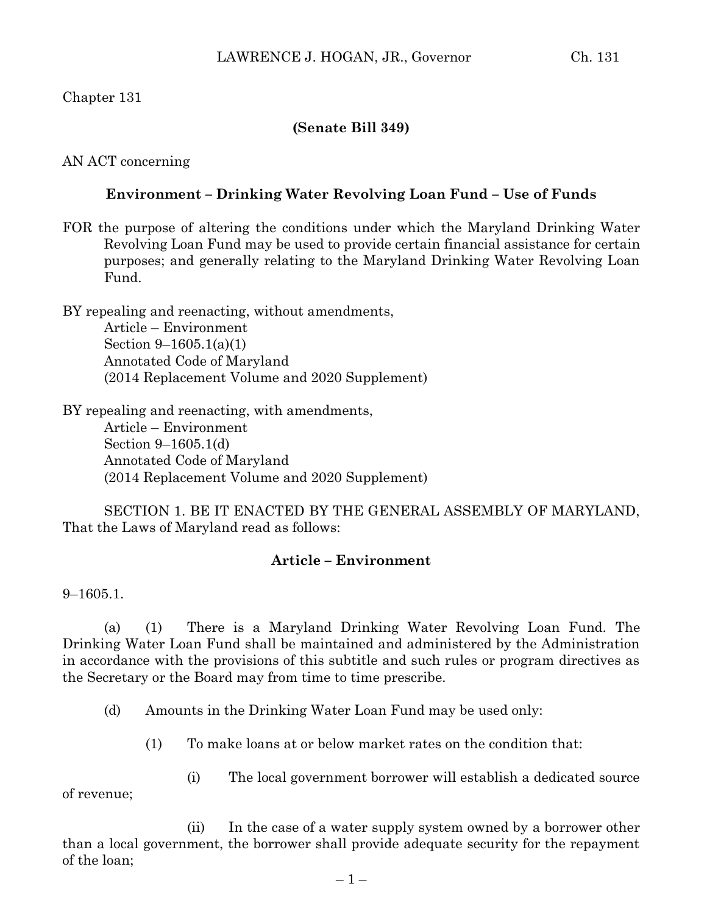Chapter 131

**(Senate Bill 349)**

AN ACT concerning

**Environment – Drinking Water Revolving Loan Fund – Use of Funds**

FOR the purpose of altering the conditions under which the Maryland Drinking Water Revolving Loan Fund may be used to provide certain financial assistance for certain purposes; and generally relating to the Maryland Drinking Water Revolving Loan Fund.

BY repealing and reenacting, without amendments,
Article – Environment
Section 9–1605.1(a)(1)
Annotated Code of Maryland
(2014 Replacement Volume and 2020 Supplement)

BY repealing and reenacting, with amendments,
Article – Environment
Section 9–1605.1(d)
Annotated Code of Maryland
(2014 Replacement Volume and 2020 Supplement)

SECTION 1. BE IT ENACTED BY THE GENERAL ASSEMBLY OF MARYLAND, That the Laws of Maryland read as follows:

**Article – Environment**

9–1605.1.

(a) (1) There is a Maryland Drinking Water Revolving Loan Fund. The Drinking Water Loan Fund shall be maintained and administered by the Administration in accordance with the provisions of this subtitle and such rules or program directives as the Secretary or the Board may from time to time prescribe.

(d) Amounts in the Drinking Water Loan Fund may be used only:

(1) To make loans at or below market rates on the condition that:

(i) The local government borrower will establish a dedicated source of revenue;

(ii) In the case of a water supply system owned by a borrower other than a local government, the borrower shall provide adequate security for the repayment of the loan;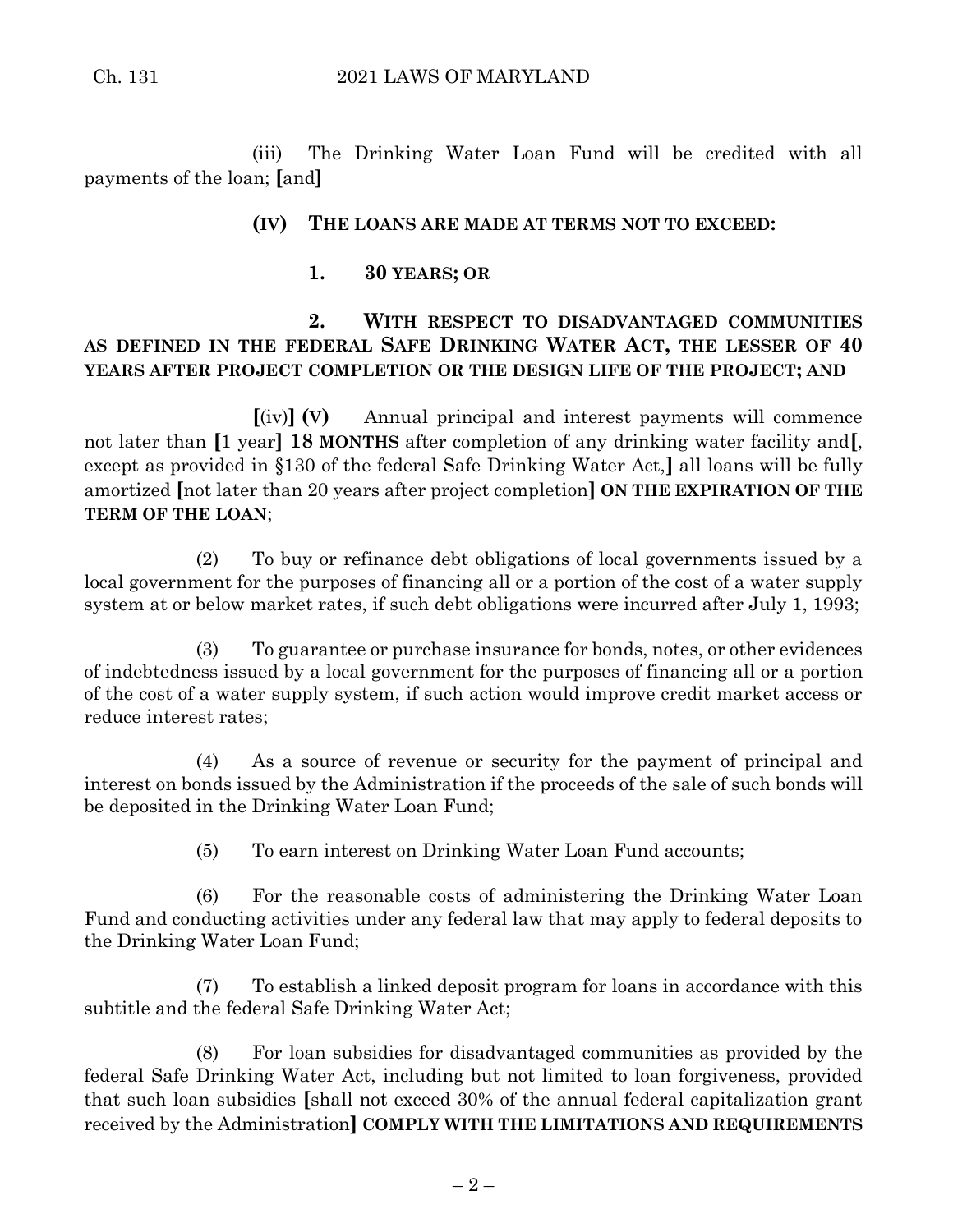(iii) The Drinking Water Loan Fund will be credited with all payments of the loan; [and]

**(IV) THE LOANS ARE MADE AT TERMS NOT TO EXCEED:**

**1. 30 YEARS; OR**

**2. WITH RESPECT TO DISADVANTAGED COMMUNITIES AS DEFINED IN THE FEDERAL SAFE DRINKING WATER ACT, THE LESSER OF 40 YEARS AFTER PROJECT COMPLETION OR THE DESIGN LIFE OF THE PROJECT; AND**

[(iv)] **(V)** Annual principal and interest payments will commence not later than [1 year] **18 MONTHS** after completion of any drinking water facility and[, except as provided in §130 of the federal Safe Drinking Water Act,] all loans will be fully amortized [not later than 20 years after project completion] **ON THE EXPIRATION OF THE TERM OF THE LOAN**;

(2) To buy or refinance debt obligations of local governments issued by a local government for the purposes of financing all or a portion of the cost of a water supply system at or below market rates, if such debt obligations were incurred after July 1, 1993;

(3) To guarantee or purchase insurance for bonds, notes, or other evidences of indebtedness issued by a local government for the purposes of financing all or a portion of the cost of a water supply system, if such action would improve credit market access or reduce interest rates;

(4) As a source of revenue or security for the payment of principal and interest on bonds issued by the Administration if the proceeds of the sale of such bonds will be deposited in the Drinking Water Loan Fund;

(5) To earn interest on Drinking Water Loan Fund accounts;

(6) For the reasonable costs of administering the Drinking Water Loan Fund and conducting activities under any federal law that may apply to federal deposits to the Drinking Water Loan Fund;

(7) To establish a linked deposit program for loans in accordance with this subtitle and the federal Safe Drinking Water Act;

(8) For loan subsidies for disadvantaged communities as provided by the federal Safe Drinking Water Act, including but not limited to loan forgiveness, provided that such loan subsidies [shall not exceed 30% of the annual federal capitalization grant received by the Administration] **COMPLY WITH THE LIMITATIONS AND REQUIREMENTS**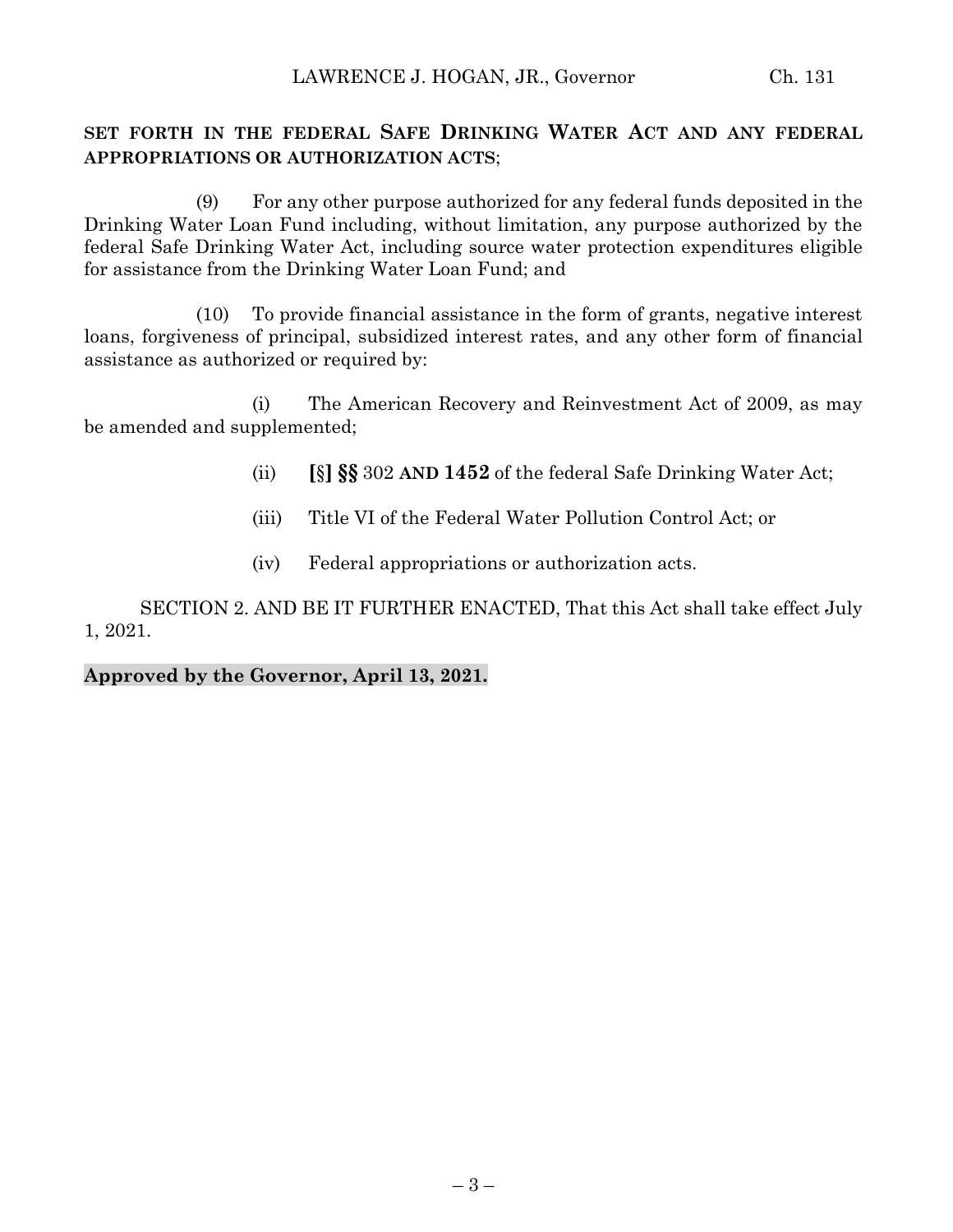**SET FORTH IN THE FEDERAL SAFE DRINKING WATER ACT AND ANY FEDERAL APPROPRIATIONS OR AUTHORIZATION ACTS**;

(9) For any other purpose authorized for any federal funds deposited in the Drinking Water Loan Fund including, without limitation, any purpose authorized by the federal Safe Drinking Water Act, including source water protection expenditures eligible for assistance from the Drinking Water Loan Fund; and

(10) To provide financial assistance in the form of grants, negative interest loans, forgiveness of principal, subsidized interest rates, and any other form of financial assistance as authorized or required by:

(i) The American Recovery and Reinvestment Act of 2009, as may be amended and supplemented;

(ii) **[**§**] §§** 302 **AND 1452** of the federal Safe Drinking Water Act;

(iii) Title VI of the Federal Water Pollution Control Act; or

(iv) Federal appropriations or authorization acts.

SECTION 2. AND BE IT FURTHER ENACTED, That this Act shall take effect July 1, 2021.

**Approved by the Governor, April 13, 2021.**